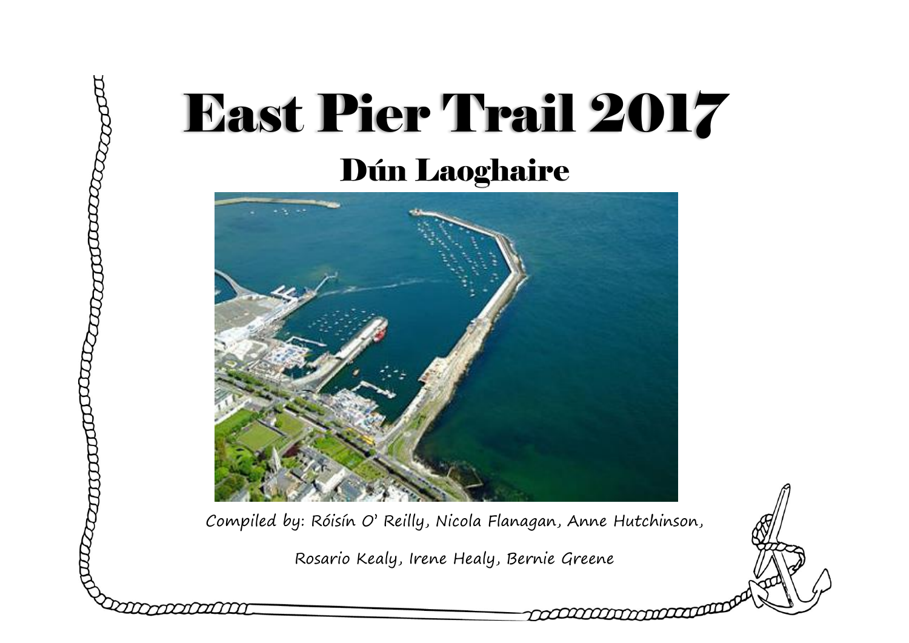# East Pier Trail 2017

## Dún Laoghaire

Compiled by: Róisín O' Reilly, Nicola Flanagan, Anne Hutchinson,

Rosario Kealy, Irene Healy, Bernie Greene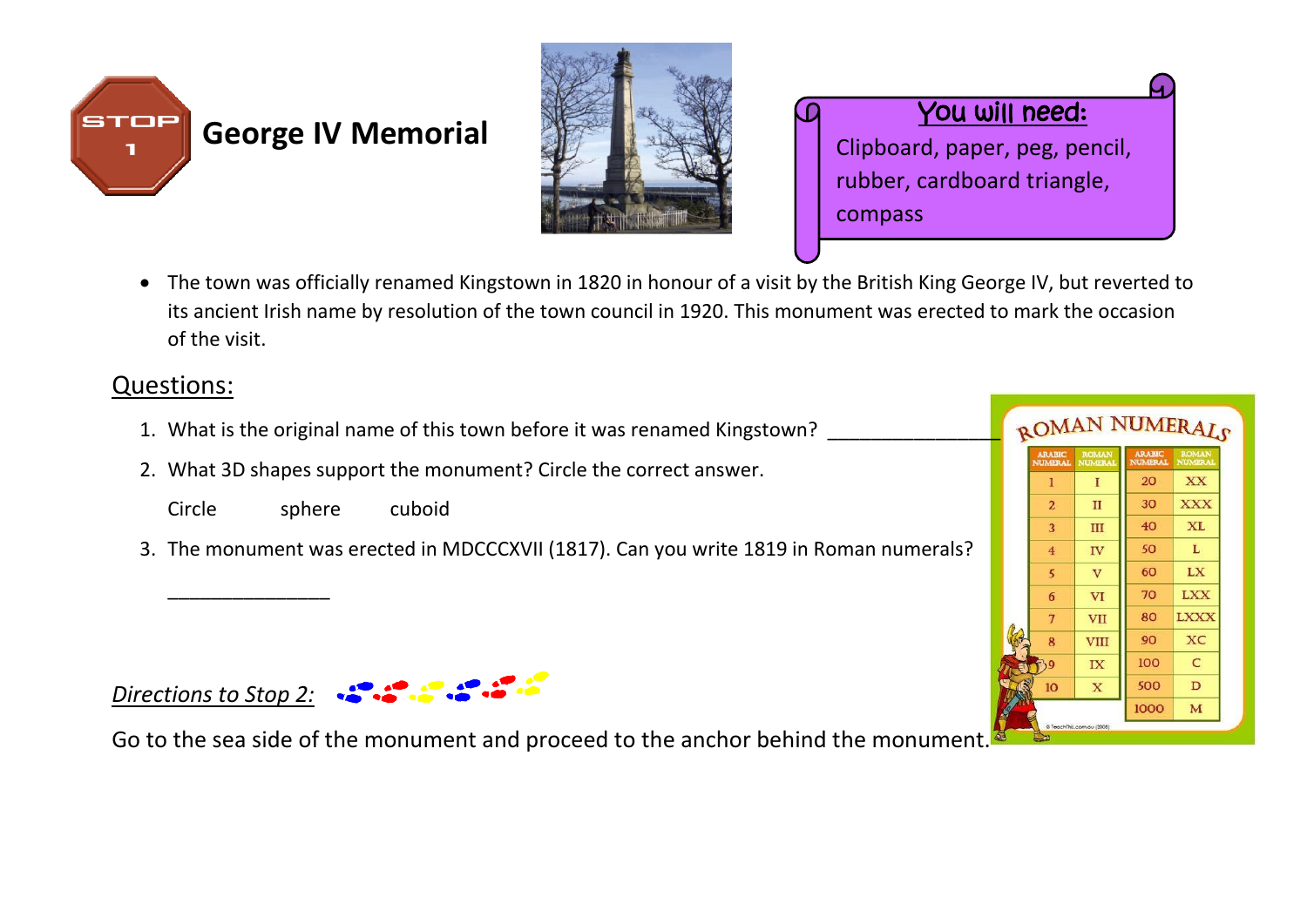STOP 1

# George IV Memorial

**You will need:**
Clipboard, paper, peg, pencil, rubber, cardboard triangle, compass

- The town was officially renamed Kingstown in 1820 in honour of a visit by the British King George IV, but reverted to its ancient Irish name by resolution of the town council in 1920. This monument was erected to mark the occasion of the visit.

## Questions:

1. What is the original name of this town before it was renamed Kingstown? _______________
2. What 3D shapes support the monument? Circle the correct answer.

   Circle sphere cuboid

3. The monument was erected in MDCCCXVII (1817). Can you write 1819 in Roman numerals?

   _______________

**ROMAN NUMERALS**

| ARABIC NUMERAL | ROMAN NUMERAL | ARABIC NUMERAL | ROMAN NUMERAL |
|---|---|---|---|
| 1 | I | 20 | XX |
| 2 | II | 30 | XXX |
| 3 | III | 40 | XL |
| 4 | IV | 50 | L |
| 5 | V | 60 | LX |
| 6 | VI | 70 | LXX |
| 7 | VII | 80 | LXXX |
| 8 | VIII | 90 | XC |
| 9 | IX | 100 | C |
| 10 | X | 500 | D |
| | | 1000 | M |

*Directions to Stop 2:*

Go to the sea side of the monument and proceed to the anchor behind the monument.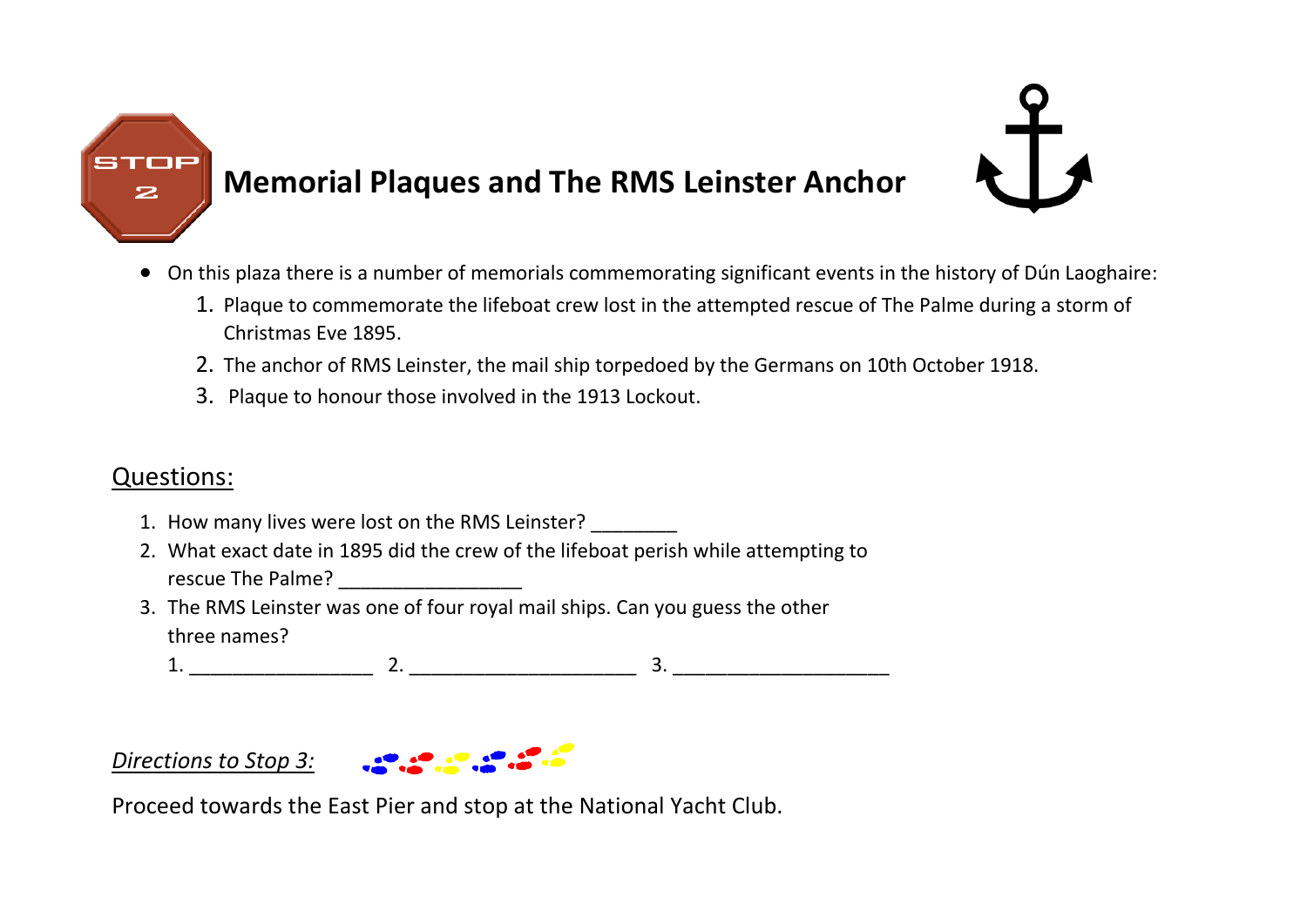# STOP 2 Memorial Plaques and The RMS Leinster Anchor

- On this plaza there is a number of memorials commemorating significant events in the history of Dún Laoghaire:
    1. Plaque to commemorate the lifeboat crew lost in the attempted rescue of The Palme during a storm of Christmas Eve 1895.
    2. The anchor of RMS Leinster, the mail ship torpedoed by the Germans on 10th October 1918.
    3. Plaque to honour those involved in the 1913 Lockout.

## Questions:

1. How many lives were lost on the RMS Leinster? ________
2. What exact date in 1895 did the crew of the lifeboat perish while attempting to rescue The Palme? _________________
3. The RMS Leinster was one of four royal mail ships. Can you guess the other three names?

   1. _________________ 2. _____________________ 3. ____________________

*Directions to Stop 3:*

Proceed towards the East Pier and stop at the National Yacht Club.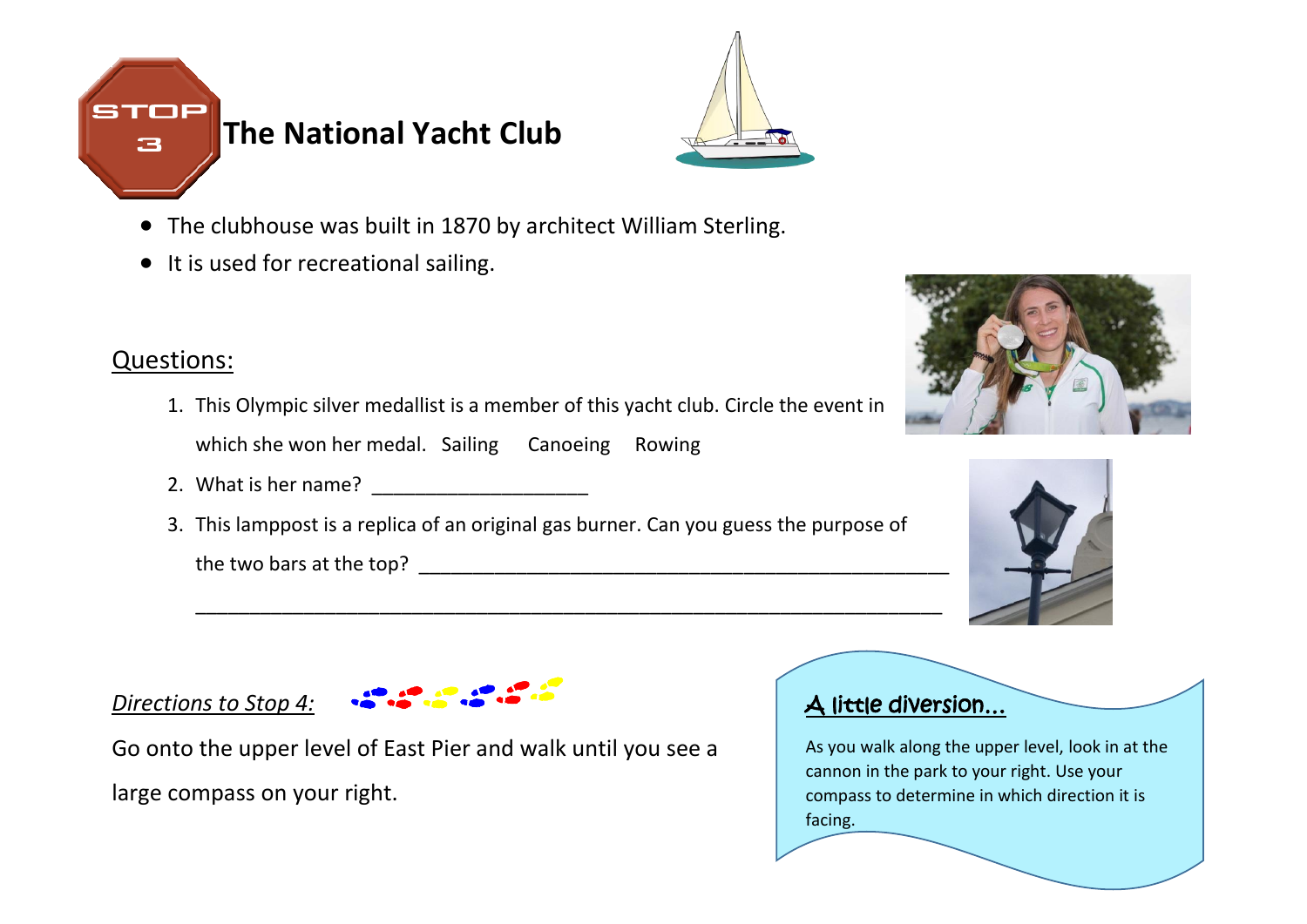# STOP 3 The National Yacht Club

- The clubhouse was built in 1870 by architect William Sterling.
- It is used for recreational sailing.

## Questions:

1. This Olympic silver medallist is a member of this yacht club. Circle the event in which she won her medal. Sailing Canoeing Rowing
2. What is her name? ____________________
3. This lamppost is a replica of an original gas burner. Can you guess the purpose of the two bars at the top? __________________________________________________

__________________________________________________________________

*Directions to Stop 4:*

Go onto the upper level of East Pier and walk until you see a large compass on your right.

**A little diversion…**

As you walk along the upper level, look in at the cannon in the park to your right. Use your compass to determine in which direction it is facing.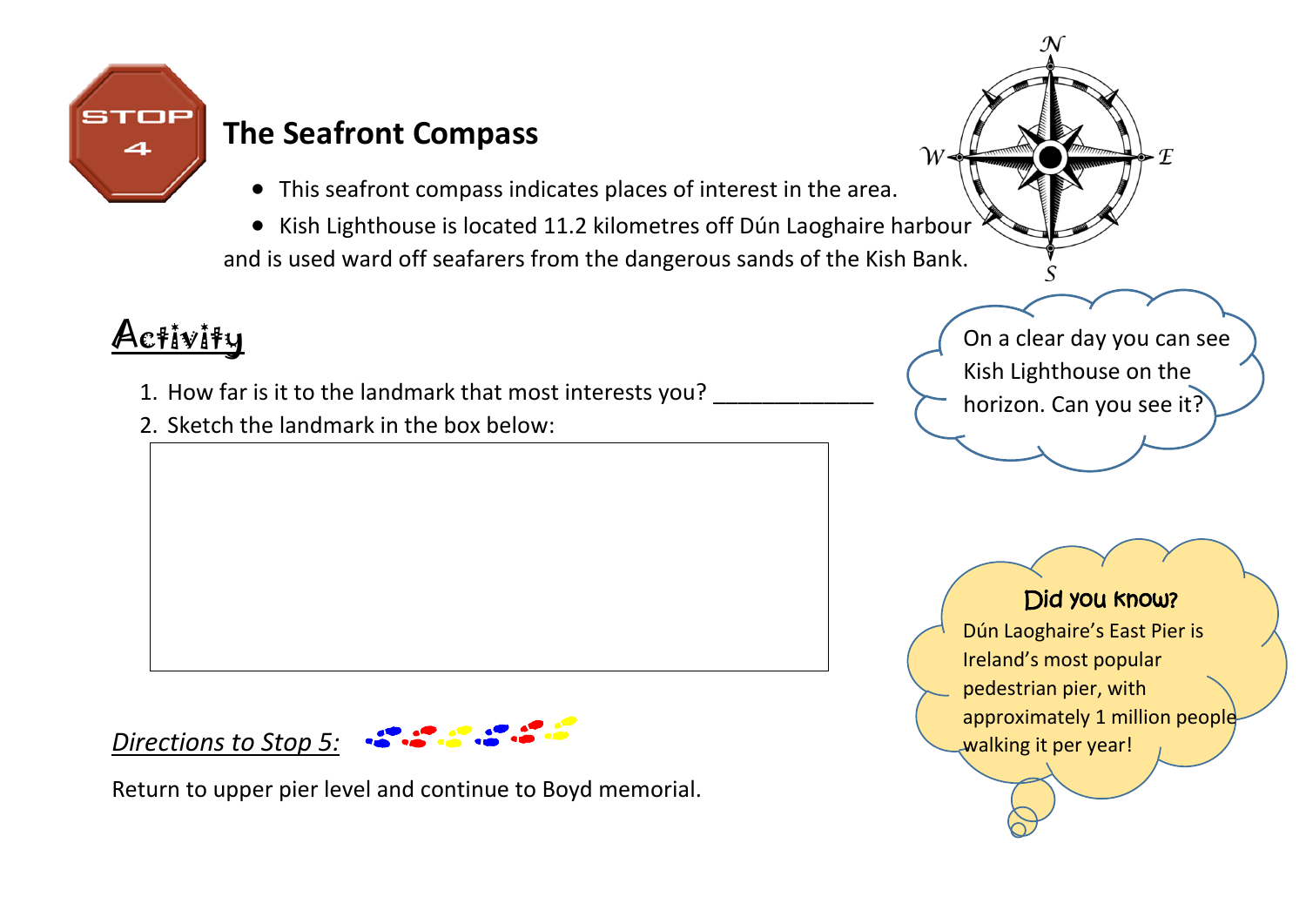STOP 4

## The Seafront Compass

- This seafront compass indicates places of interest in the area.
- Kish Lighthouse is located 11.2 kilometres off Dún Laoghaire harbour and is used ward off seafarers from the dangerous sands of the Kish Bank.

N W E S

## Activity

1. How far is it to the landmark that most interests you? _____________
2. Sketch the landmark in the box below:

On a clear day you can see Kish Lighthouse on the horizon. Can you see it?

**Did you know?**

Dún Laoghaire's East Pier is Ireland's most popular pedestrian pier, with approximately 1 million people walking it per year!

*Directions to Stop 5:*

Return to upper pier level and continue to Boyd memorial.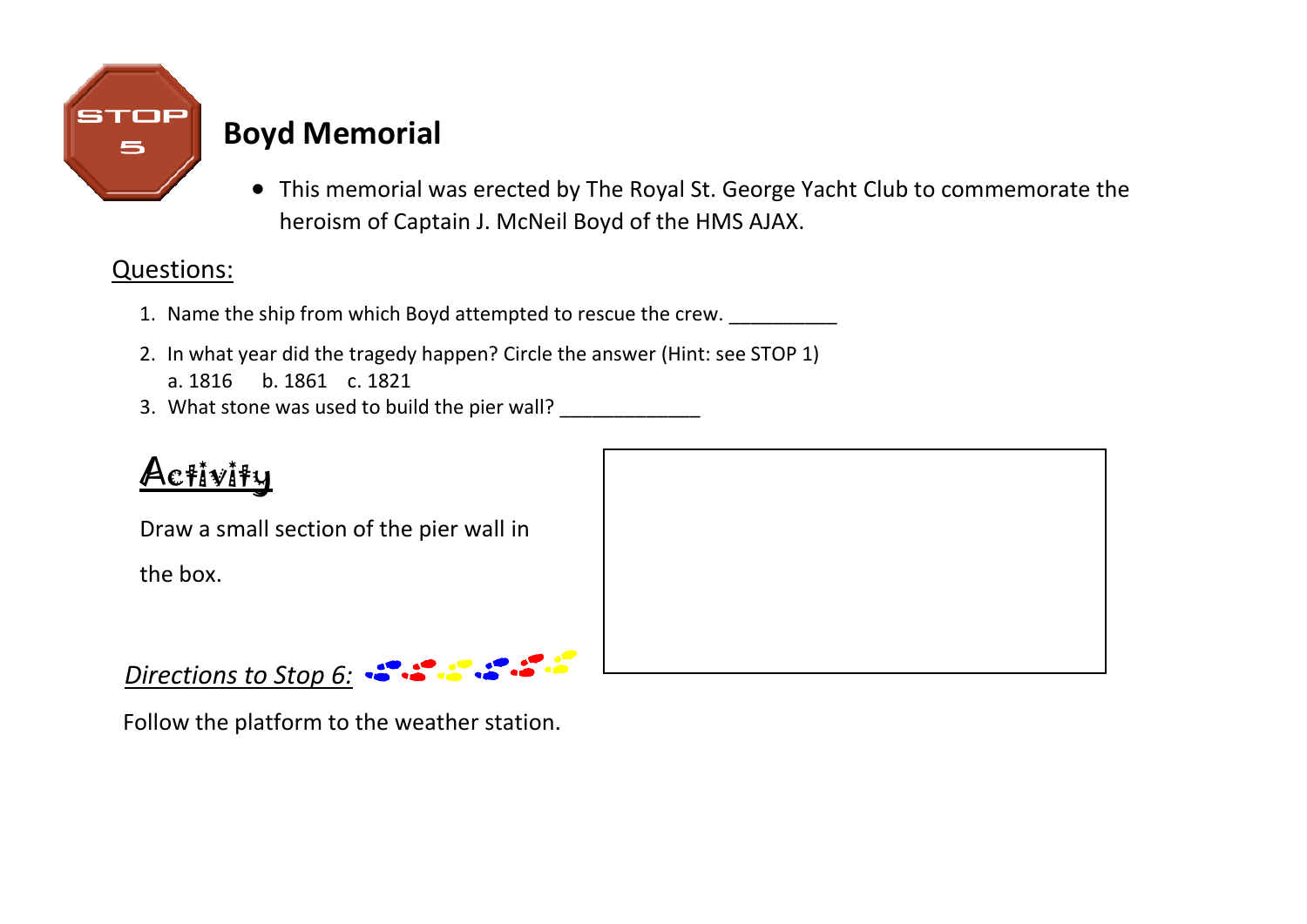STOP 5

# Boyd Memorial

- This memorial was erected by The Royal St. George Yacht Club to commemorate the heroism of Captain J. McNeil Boyd of the HMS AJAX.

## Questions:

1. Name the ship from which Boyd attempted to rescue the crew. __________
2. In what year did the tragedy happen? Circle the answer (Hint: see STOP 1)
   a. 1816     b. 1861    c. 1821
3. What stone was used to build the pier wall? _____________

## Activity

Draw a small section of the pier wall in the box.

*Directions to Stop 6:*

Follow the platform to the weather station.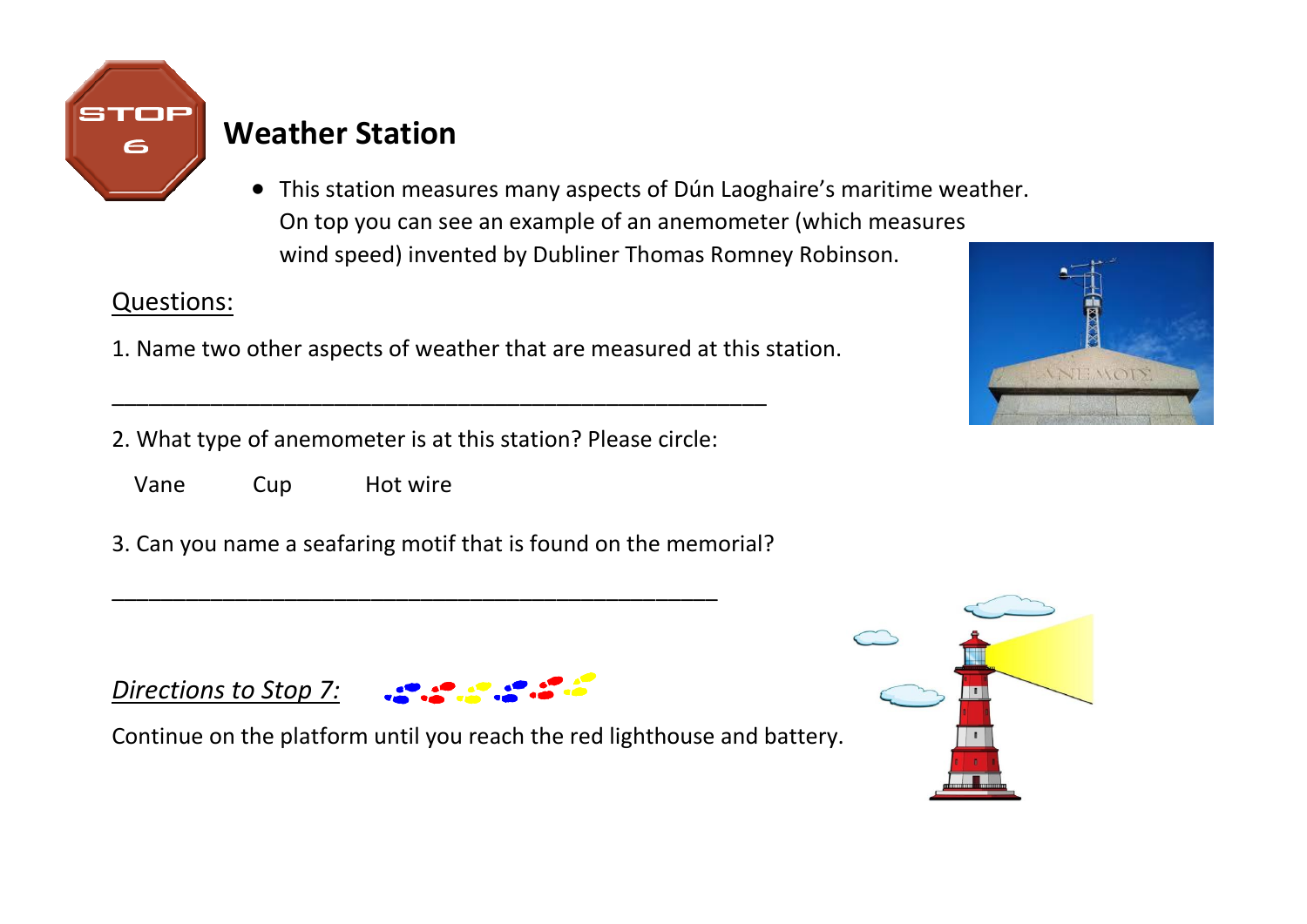STOP 6

# Weather Station

- This station measures many aspects of Dún Laoghaire's maritime weather. On top you can see an example of an anemometer (which measures wind speed) invented by Dubliner Thomas Romney Robinson.

## Questions:

1. Name two other aspects of weather that are measured at this station.

_______________________________________________________

2. What type of anemometer is at this station? Please circle:

Vane     Cup     Hot wire

3. Can you name a seafaring motif that is found on the memorial?

___________________________________________________

*Directions to Stop 7:*

Continue on the platform until you reach the red lighthouse and battery.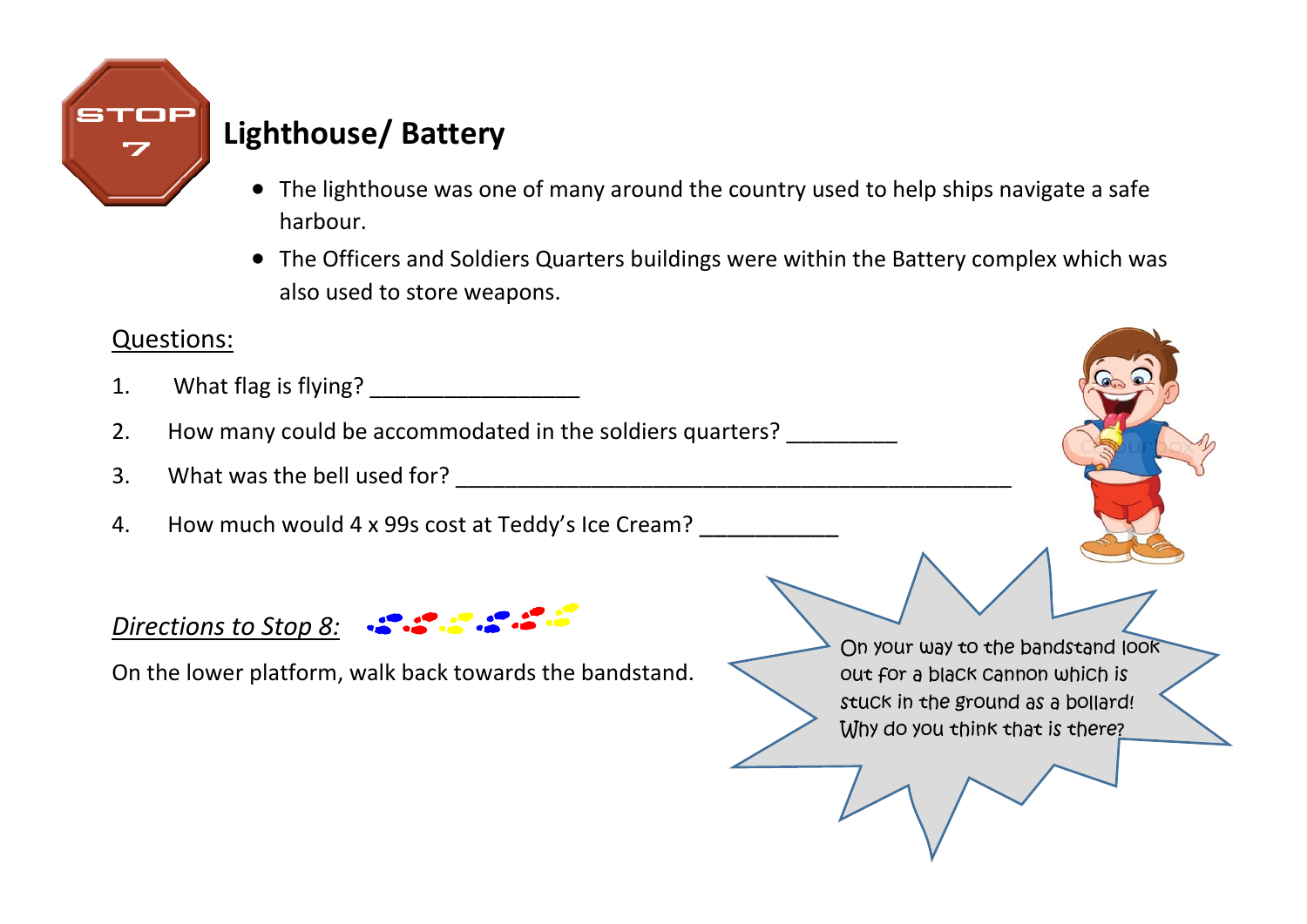STOP 7

## Lighthouse/ Battery

- The lighthouse was one of many around the country used to help ships navigate a safe harbour.
- The Officers and Soldiers Quarters buildings were within the Battery complex which was also used to store weapons.

Questions:

1. What flag is flying? _________________
2. How many could be accommodated in the soldiers quarters? _________
3. What was the bell used for? ______________________________________________
4. How much would 4 x 99s cost at Teddy's Ice Cream? ___________

*Directions to Stop 8:*

On the lower platform, walk back towards the bandstand.

On your way to the bandstand look out for a black cannon which is stuck in the ground as a bollard! Why do you think that is there?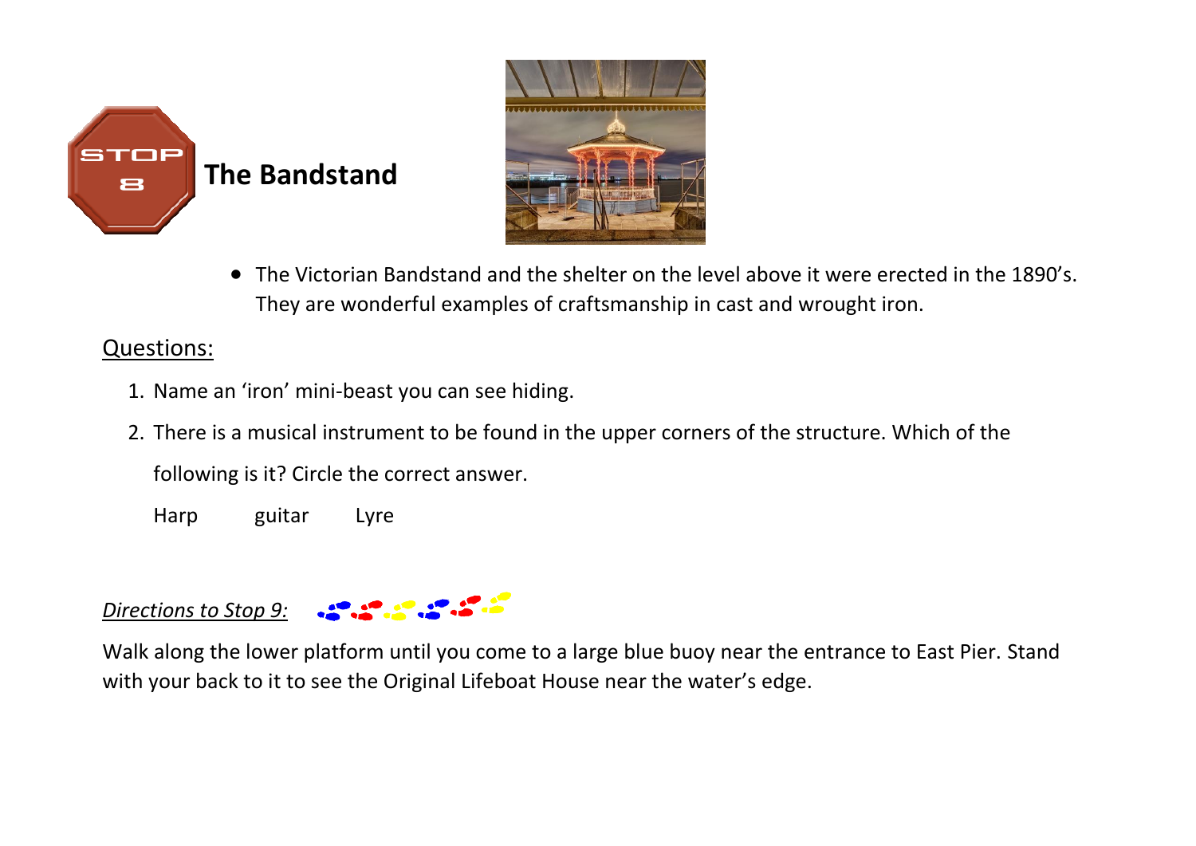## STOP 8 The Bandstand

- The Victorian Bandstand and the shelter on the level above it were erected in the 1890's. They are wonderful examples of craftsmanship in cast and wrought iron.

Questions:

1. Name an 'iron' mini-beast you can see hiding.
2. There is a musical instrument to be found in the upper corners of the structure. Which of the following is it? Circle the correct answer.

   Harp guitar Lyre

*Directions to Stop 9:*

Walk along the lower platform until you come to a large blue buoy near the entrance to East Pier. Stand with your back to it to see the Original Lifeboat House near the water's edge.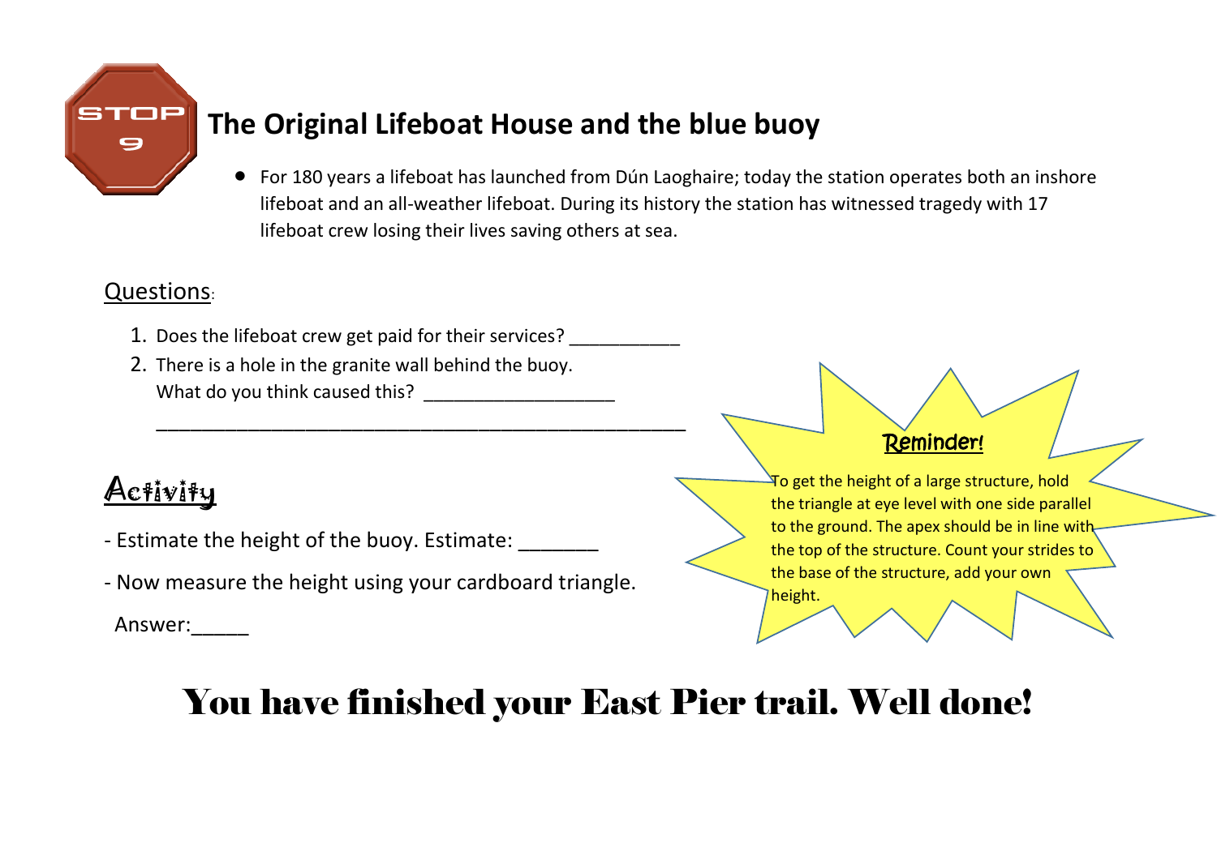STOP 9

## The Original Lifeboat House and the blue buoy

- For 180 years a lifeboat has launched from Dún Laoghaire; today the station operates both an inshore lifeboat and an all-weather lifeboat. During its history the station has witnessed tragedy with 17 lifeboat crew losing their lives saving others at sea.

### Questions:

1. Does the lifeboat crew get paid for their services? ___________
2. There is a hole in the granite wall behind the buoy.
   What do you think caused this? ___________________
   _______________________________________________

### Activity

- Estimate the height of the buoy. Estimate: _______

- Now measure the height using your cardboard triangle.

Answer:_____

**Reminder!**

To get the height of a large structure, hold the triangle at eye level with one side parallel to the ground. The apex should be in line with the top of the structure. Count your strides to the base of the structure, add your own height.

# You have finished your East Pier trail. Well done!